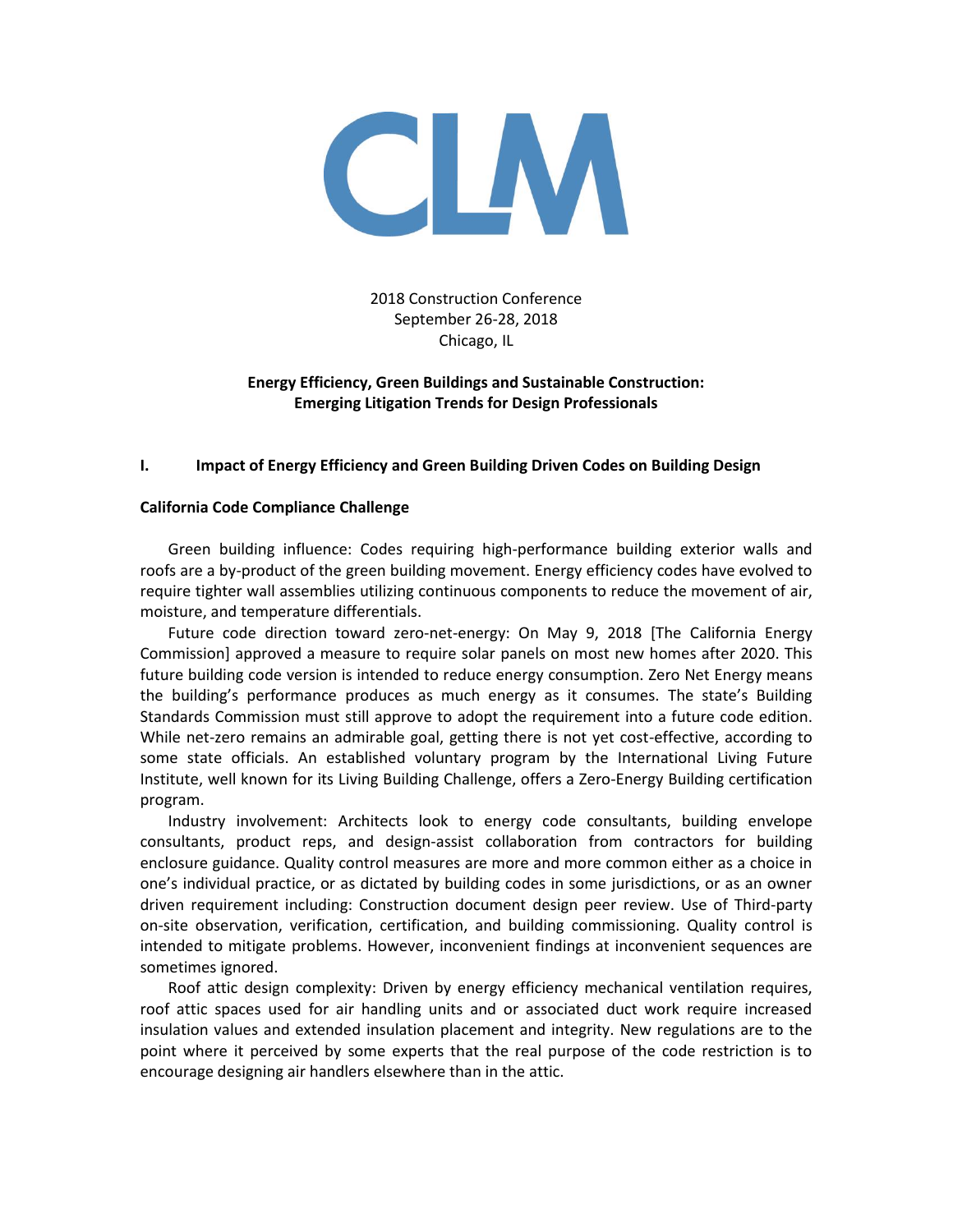CLM

2018 Construction Conference
September 26-28, 2018
Chicago, IL

**Energy Efficiency, Green Buildings and Sustainable Construction: Emerging Litigation Trends for Design Professionals**

## I. Impact of Energy Efficiency and Green Building Driven Codes on Building Design

### California Code Compliance Challenge

Green building influence: Codes requiring high-performance building exterior walls and roofs are a by-product of the green building movement. Energy efficiency codes have evolved to require tighter wall assemblies utilizing continuous components to reduce the movement of air, moisture, and temperature differentials.

Future code direction toward zero-net-energy: On May 9, 2018 [The California Energy Commission] approved a measure to require solar panels on most new homes after 2020. This future building code version is intended to reduce energy consumption. Zero Net Energy means the building's performance produces as much energy as it consumes. The state's Building Standards Commission must still approve to adopt the requirement into a future code edition. While net-zero remains an admirable goal, getting there is not yet cost-effective, according to some state officials. An established voluntary program by the International Living Future Institute, well known for its Living Building Challenge, offers a Zero-Energy Building certification program.

Industry involvement: Architects look to energy code consultants, building envelope consultants, product reps, and design-assist collaboration from contractors for building enclosure guidance. Quality control measures are more and more common either as a choice in one's individual practice, or as dictated by building codes in some jurisdictions, or as an owner driven requirement including: Construction document design peer review. Use of Third-party on-site observation, verification, certification, and building commissioning. Quality control is intended to mitigate problems. However, inconvenient findings at inconvenient sequences are sometimes ignored.

Roof attic design complexity: Driven by energy efficiency mechanical ventilation requires, roof attic spaces used for air handling units and or associated duct work require increased insulation values and extended insulation placement and integrity. New regulations are to the point where it perceived by some experts that the real purpose of the code restriction is to encourage designing air handlers elsewhere than in the attic.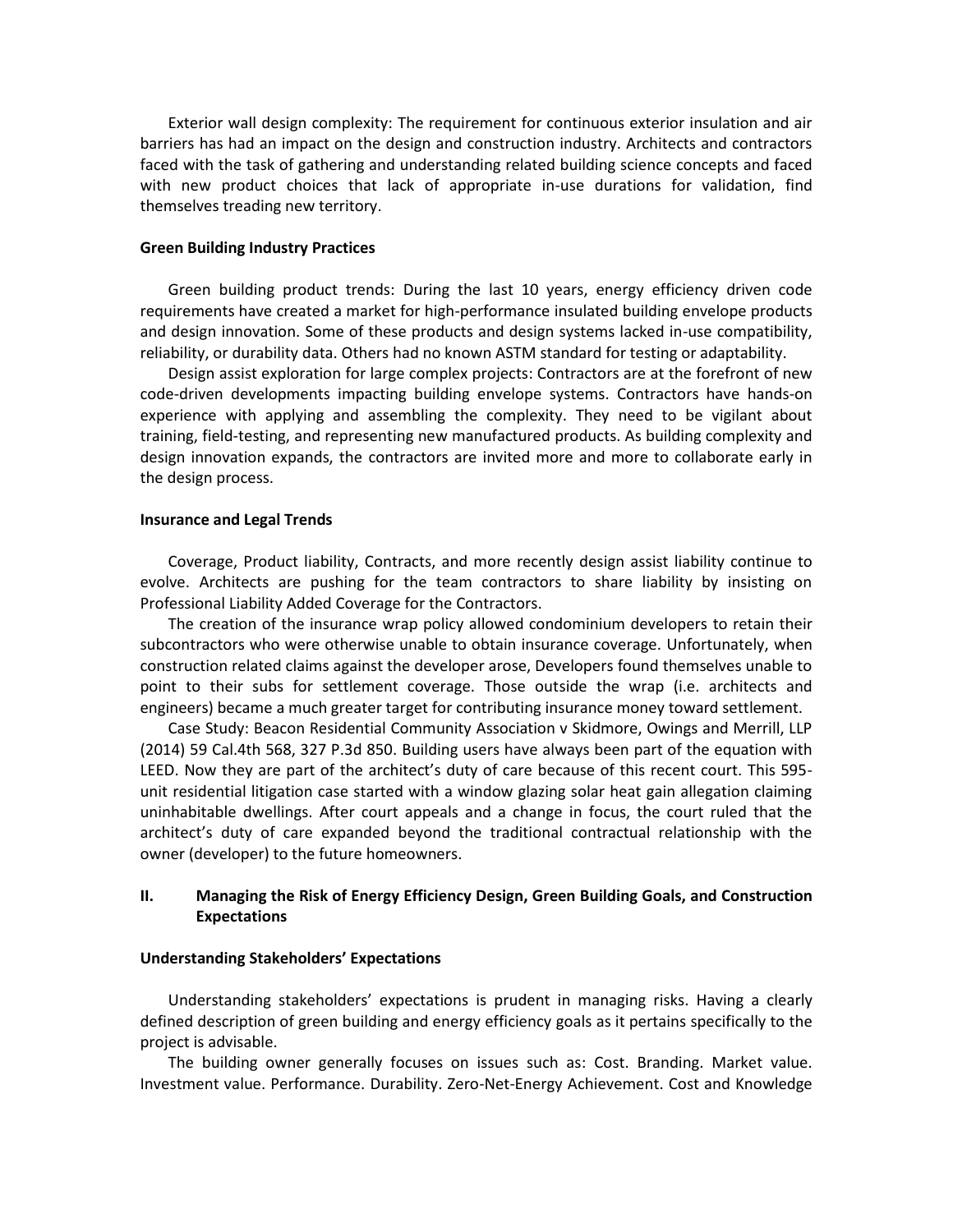Exterior wall design complexity: The requirement for continuous exterior insulation and air barriers has had an impact on the design and construction industry. Architects and contractors faced with the task of gathering and understanding related building science concepts and faced with new product choices that lack of appropriate in-use durations for validation, find themselves treading new territory.

**Green Building Industry Practices**

Green building product trends: During the last 10 years, energy efficiency driven code requirements have created a market for high-performance insulated building envelope products and design innovation. Some of these products and design systems lacked in-use compatibility, reliability, or durability data. Others had no known ASTM standard for testing or adaptability.

Design assist exploration for large complex projects: Contractors are at the forefront of new code-driven developments impacting building envelope systems. Contractors have hands-on experience with applying and assembling the complexity. They need to be vigilant about training, field-testing, and representing new manufactured products. As building complexity and design innovation expands, the contractors are invited more and more to collaborate early in the design process.

**Insurance and Legal Trends**

Coverage, Product liability, Contracts, and more recently design assist liability continue to evolve. Architects are pushing for the team contractors to share liability by insisting on Professional Liability Added Coverage for the Contractors.

The creation of the insurance wrap policy allowed condominium developers to retain their subcontractors who were otherwise unable to obtain insurance coverage. Unfortunately, when construction related claims against the developer arose, Developers found themselves unable to point to their subs for settlement coverage. Those outside the wrap (i.e. architects and engineers) became a much greater target for contributing insurance money toward settlement.

Case Study: Beacon Residential Community Association v Skidmore, Owings and Merrill, LLP (2014) 59 Cal.4th 568, 327 P.3d 850. Building users have always been part of the equation with LEED. Now they are part of the architect's duty of care because of this recent court. This 595-unit residential litigation case started with a window glazing solar heat gain allegation claiming uninhabitable dwellings. After court appeals and a change in focus, the court ruled that the architect's duty of care expanded beyond the traditional contractual relationship with the owner (developer) to the future homeowners.

## II. Managing the Risk of Energy Efficiency Design, Green Building Goals, and Construction Expectations

**Understanding Stakeholders' Expectations**

Understanding stakeholders' expectations is prudent in managing risks. Having a clearly defined description of green building and energy efficiency goals as it pertains specifically to the project is advisable.

The building owner generally focuses on issues such as: Cost. Branding. Market value. Investment value. Performance. Durability. Zero-Net-Energy Achievement. Cost and Knowledge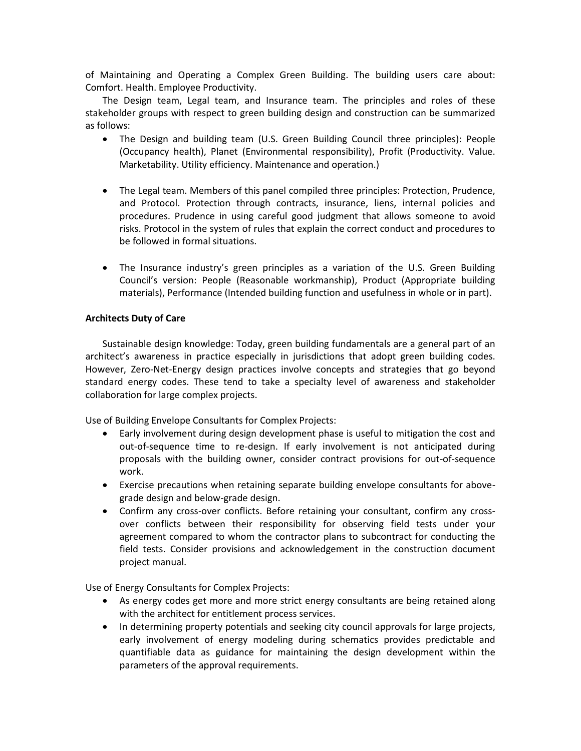of Maintaining and Operating a Complex Green Building. The building users care about: Comfort. Health. Employee Productivity.

The Design team, Legal team, and Insurance team. The principles and roles of these stakeholder groups with respect to green building design and construction can be summarized as follows:

- The Design and building team (U.S. Green Building Council three principles): People (Occupancy health), Planet (Environmental responsibility), Profit (Productivity. Value. Marketability. Utility efficiency. Maintenance and operation.)

- The Legal team. Members of this panel compiled three principles: Protection, Prudence, and Protocol. Protection through contracts, insurance, liens, internal policies and procedures. Prudence in using careful good judgment that allows someone to avoid risks. Protocol in the system of rules that explain the correct conduct and procedures to be followed in formal situations.

- The Insurance industry's green principles as a variation of the U.S. Green Building Council's version: People (Reasonable workmanship), Product (Appropriate building materials), Performance (Intended building function and usefulness in whole or in part).

**Architects Duty of Care**

Sustainable design knowledge: Today, green building fundamentals are a general part of an architect's awareness in practice especially in jurisdictions that adopt green building codes. However, Zero-Net-Energy design practices involve concepts and strategies that go beyond standard energy codes. These tend to take a specialty level of awareness and stakeholder collaboration for large complex projects.

Use of Building Envelope Consultants for Complex Projects:

- Early involvement during design development phase is useful to mitigation the cost and out-of-sequence time to re-design. If early involvement is not anticipated during proposals with the building owner, consider contract provisions for out-of-sequence work.
- Exercise precautions when retaining separate building envelope consultants for above-grade design and below-grade design.
- Confirm any cross-over conflicts. Before retaining your consultant, confirm any cross-over conflicts between their responsibility for observing field tests under your agreement compared to whom the contractor plans to subcontract for conducting the field tests. Consider provisions and acknowledgement in the construction document project manual.

Use of Energy Consultants for Complex Projects:

- As energy codes get more and more strict energy consultants are being retained along with the architect for entitlement process services.
- In determining property potentials and seeking city council approvals for large projects, early involvement of energy modeling during schematics provides predictable and quantifiable data as guidance for maintaining the design development within the parameters of the approval requirements.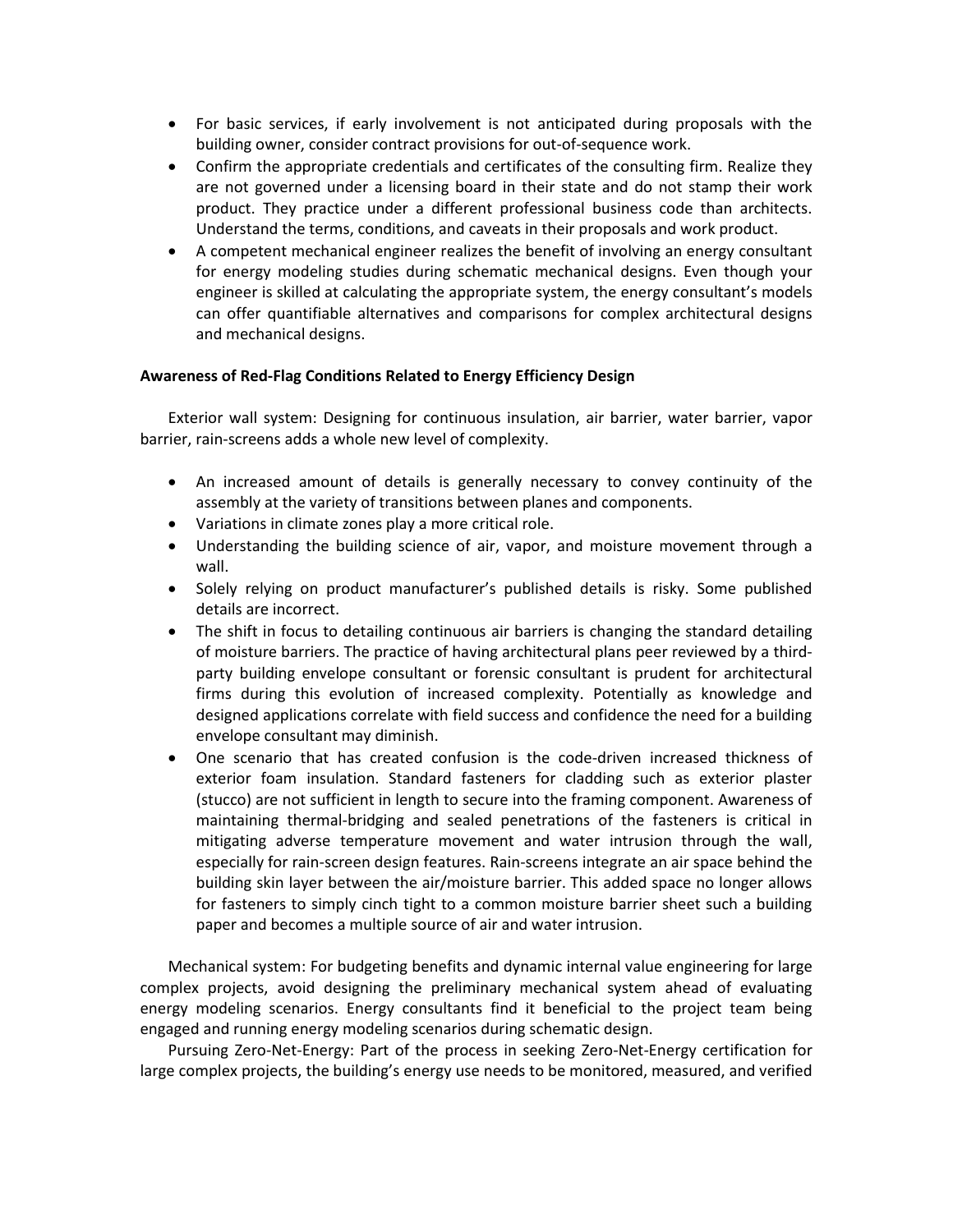- For basic services, if early involvement is not anticipated during proposals with the building owner, consider contract provisions for out-of-sequence work.
- Confirm the appropriate credentials and certificates of the consulting firm. Realize they are not governed under a licensing board in their state and do not stamp their work product. They practice under a different professional business code than architects. Understand the terms, conditions, and caveats in their proposals and work product.
- A competent mechanical engineer realizes the benefit of involving an energy consultant for energy modeling studies during schematic mechanical designs. Even though your engineer is skilled at calculating the appropriate system, the energy consultant's models can offer quantifiable alternatives and comparisons for complex architectural designs and mechanical designs.

**Awareness of Red-Flag Conditions Related to Energy Efficiency Design**

Exterior wall system: Designing for continuous insulation, air barrier, water barrier, vapor barrier, rain-screens adds a whole new level of complexity.

- An increased amount of details is generally necessary to convey continuity of the assembly at the variety of transitions between planes and components.
- Variations in climate zones play a more critical role.
- Understanding the building science of air, vapor, and moisture movement through a wall.
- Solely relying on product manufacturer's published details is risky. Some published details are incorrect.
- The shift in focus to detailing continuous air barriers is changing the standard detailing of moisture barriers. The practice of having architectural plans peer reviewed by a third-party building envelope consultant or forensic consultant is prudent for architectural firms during this evolution of increased complexity. Potentially as knowledge and designed applications correlate with field success and confidence the need for a building envelope consultant may diminish.
- One scenario that has created confusion is the code-driven increased thickness of exterior foam insulation. Standard fasteners for cladding such as exterior plaster (stucco) are not sufficient in length to secure into the framing component. Awareness of maintaining thermal-bridging and sealed penetrations of the fasteners is critical in mitigating adverse temperature movement and water intrusion through the wall, especially for rain-screen design features. Rain-screens integrate an air space behind the building skin layer between the air/moisture barrier. This added space no longer allows for fasteners to simply cinch tight to a common moisture barrier sheet such a building paper and becomes a multiple source of air and water intrusion.

Mechanical system: For budgeting benefits and dynamic internal value engineering for large complex projects, avoid designing the preliminary mechanical system ahead of evaluating energy modeling scenarios. Energy consultants find it beneficial to the project team being engaged and running energy modeling scenarios during schematic design.

Pursuing Zero-Net-Energy: Part of the process in seeking Zero-Net-Energy certification for large complex projects, the building's energy use needs to be monitored, measured, and verified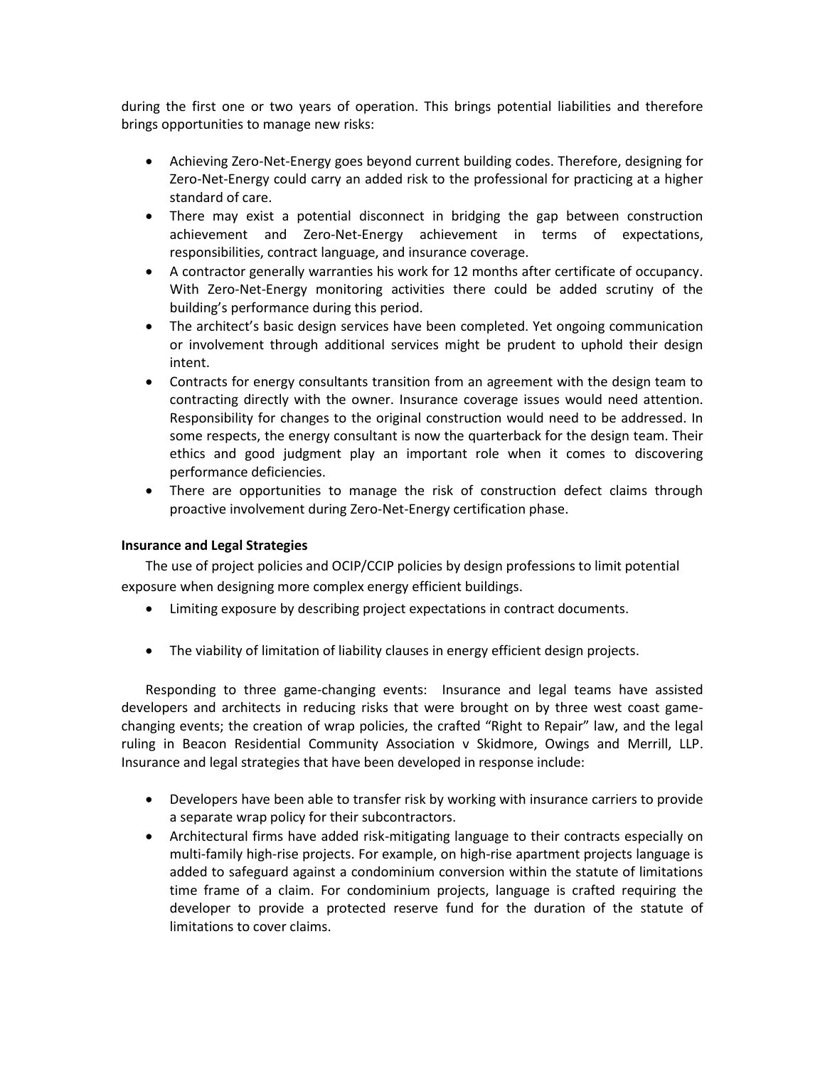during the first one or two years of operation. This brings potential liabilities and therefore brings opportunities to manage new risks:

- Achieving Zero-Net-Energy goes beyond current building codes. Therefore, designing for Zero-Net-Energy could carry an added risk to the professional for practicing at a higher standard of care.
- There may exist a potential disconnect in bridging the gap between construction achievement and Zero-Net-Energy achievement in terms of expectations, responsibilities, contract language, and insurance coverage.
- A contractor generally warranties his work for 12 months after certificate of occupancy. With Zero-Net-Energy monitoring activities there could be added scrutiny of the building's performance during this period.
- The architect's basic design services have been completed. Yet ongoing communication or involvement through additional services might be prudent to uphold their design intent.
- Contracts for energy consultants transition from an agreement with the design team to contracting directly with the owner. Insurance coverage issues would need attention. Responsibility for changes to the original construction would need to be addressed. In some respects, the energy consultant is now the quarterback for the design team. Their ethics and good judgment play an important role when it comes to discovering performance deficiencies.
- There are opportunities to manage the risk of construction defect claims through proactive involvement during Zero-Net-Energy certification phase.

**Insurance and Legal Strategies**

The use of project policies and OCIP/CCIP policies by design professions to limit potential exposure when designing more complex energy efficient buildings.

- Limiting exposure by describing project expectations in contract documents.
- The viability of limitation of liability clauses in energy efficient design projects.

Responding to three game-changing events: Insurance and legal teams have assisted developers and architects in reducing risks that were brought on by three west coast game-changing events; the creation of wrap policies, the crafted "Right to Repair" law, and the legal ruling in Beacon Residential Community Association v Skidmore, Owings and Merrill, LLP. Insurance and legal strategies that have been developed in response include:

- Developers have been able to transfer risk by working with insurance carriers to provide a separate wrap policy for their subcontractors.
- Architectural firms have added risk-mitigating language to their contracts especially on multi-family high-rise projects. For example, on high-rise apartment projects language is added to safeguard against a condominium conversion within the statute of limitations time frame of a claim. For condominium projects, language is crafted requiring the developer to provide a protected reserve fund for the duration of the statute of limitations to cover claims.